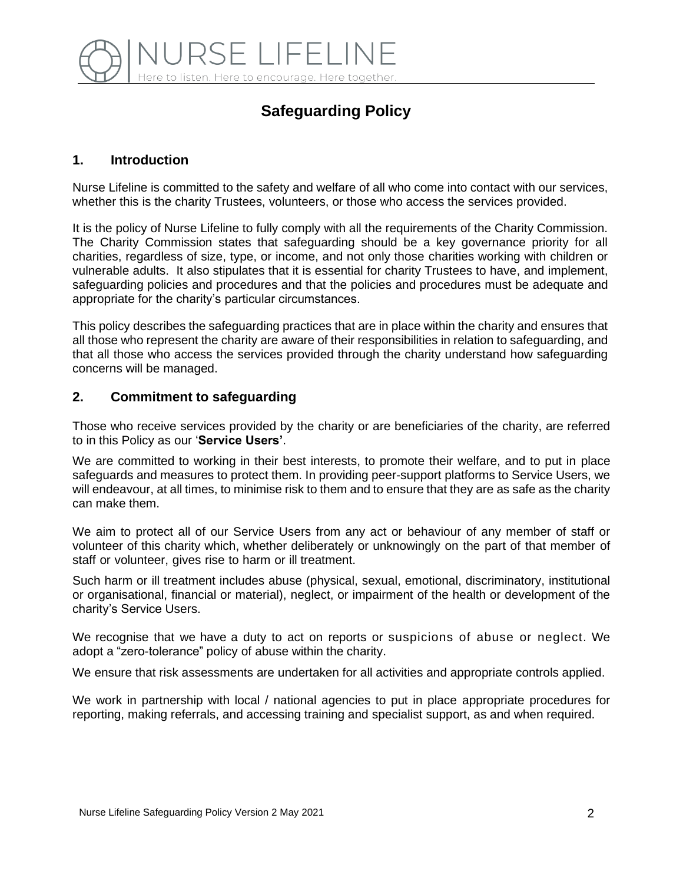# Safeguarding Policy

## 1. Introduction

Nurse Lifeline is committed to the safety and welfare of all who come into contact with our services, whether this is the charity Trustees, volunteers, or those who access the services provided.

It is the policy of Nurse Lifeline to fully comply with all the requirements of the Charity Commission. The Charity Commission states that safeguarding should be a key governance priority for all charities, regardless of size, type, or income, and not only those charities working with children or vulnerable adults. It also stipulates that it is essential for charity Trustees to have, and implement, safeguarding policies and procedures and that the policies and procedures must be adequate and appropriate for the charity's particular circumstances.

This policy describes the safeguarding practices that are in place within the charity and ensures that all those who represent the charity are aware of their responsibilities in relation to safeguarding, and that all those who access the services provided through the charity understand how safeguarding concerns will be managed.

## 2. Commitment to safeguarding

Those who receive services provided by the charity or are beneficiaries of the charity, are referred to in this Policy as our '**Service Users'**.

We are committed to working in their best interests, to promote their welfare, and to put in place safeguards and measures to protect them. In providing peer-support platforms to Service Users, we will endeavour, at all times, to minimise risk to them and to ensure that they are as safe as the charity can make them.

We aim to protect all of our Service Users from any act or behaviour of any member of staff or volunteer of this charity which, whether deliberately or unknowingly on the part of that member of staff or volunteer, gives rise to harm or ill treatment.

Such harm or ill treatment includes abuse (physical, sexual, emotional, discriminatory, institutional or organisational, financial or material), neglect, or impairment of the health or development of the charity's Service Users.

We recognise that we have a duty to act on reports or suspicions of abuse or neglect. We adopt a "zero-tolerance" policy of abuse within the charity.

We ensure that risk assessments are undertaken for all activities and appropriate controls applied.

We work in partnership with local / national agencies to put in place appropriate procedures for reporting, making referrals, and accessing training and specialist support, as and when required.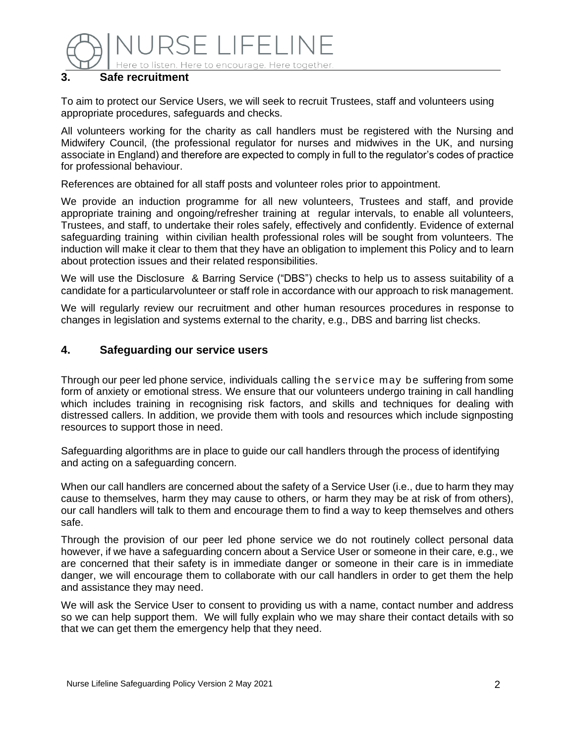## 3. Safe recruitment

To aim to protect our Service Users, we will seek to recruit Trustees, staff and volunteers using appropriate procedures, safeguards and checks.

All volunteers working for the charity as call handlers must be registered with the Nursing and Midwifery Council, (the professional regulator for nurses and midwives in the UK, and nursing associate in England) and therefore are expected to comply in full to the regulator's codes of practice for professional behaviour.

References are obtained for all staff posts and volunteer roles prior to appointment.

We provide an induction programme for all new volunteers, Trustees and staff, and provide appropriate training and ongoing/refresher training at regular intervals, to enable all volunteers, Trustees, and staff, to undertake their roles safely, effectively and confidently. Evidence of external safeguarding training within civilian health professional roles will be sought from volunteers. The induction will make it clear to them that they have an obligation to implement this Policy and to learn about protection issues and their related responsibilities.

We will use the Disclosure & Barring Service ("DBS") checks to help us to assess suitability of a candidate for a particularvolunteer or staff role in accordance with our approach to risk management.

We will regularly review our recruitment and other human resources procedures in response to changes in legislation and systems external to the charity, e.g., DBS and barring list checks.

## 4. Safeguarding our service users

Through our peer led phone service, individuals calling the service may be suffering from some form of anxiety or emotional stress. We ensure that our volunteers undergo training in call handling which includes training in recognising risk factors, and skills and techniques for dealing with distressed callers. In addition, we provide them with tools and resources which include signposting resources to support those in need.

Safeguarding algorithms are in place to guide our call handlers through the process of identifying and acting on a safeguarding concern.

When our call handlers are concerned about the safety of a Service User (i.e., due to harm they may cause to themselves, harm they may cause to others, or harm they may be at risk of from others), our call handlers will talk to them and encourage them to find a way to keep themselves and others safe.

Through the provision of our peer led phone service we do not routinely collect personal data however, if we have a safeguarding concern about a Service User or someone in their care, e.g., we are concerned that their safety is in immediate danger or someone in their care is in immediate danger, we will encourage them to collaborate with our call handlers in order to get them the help and assistance they may need.

We will ask the Service User to consent to providing us with a name, contact number and address so we can help support them. We will fully explain who we may share their contact details with so that we can get them the emergency help that they need.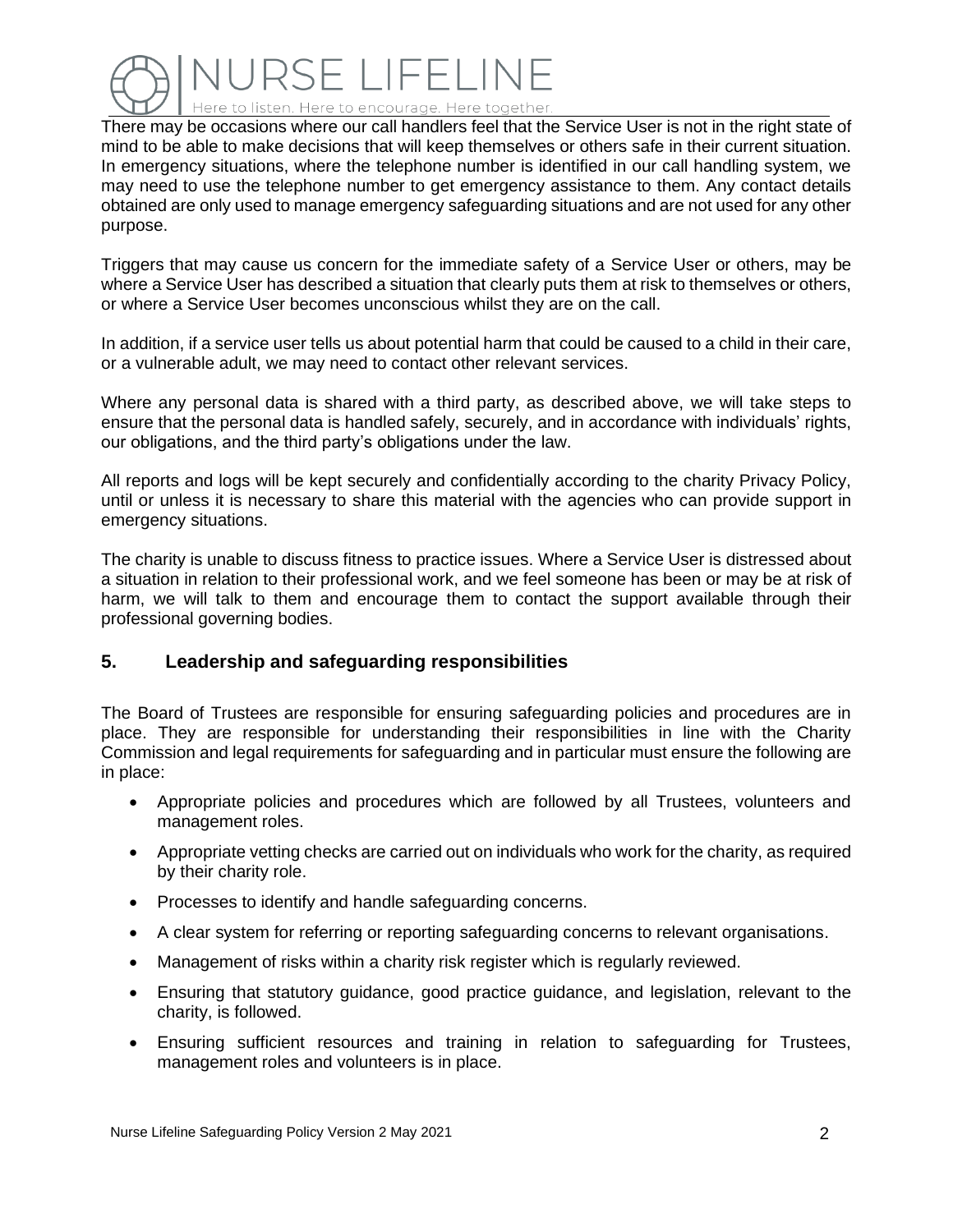There may be occasions where our call handlers feel that the Service User is not in the right state of mind to be able to make decisions that will keep themselves or others safe in their current situation. In emergency situations, where the telephone number is identified in our call handling system, we may need to use the telephone number to get emergency assistance to them. Any contact details obtained are only used to manage emergency safeguarding situations and are not used for any other purpose.

Triggers that may cause us concern for the immediate safety of a Service User or others, may be where a Service User has described a situation that clearly puts them at risk to themselves or others, or where a Service User becomes unconscious whilst they are on the call.

In addition, if a service user tells us about potential harm that could be caused to a child in their care, or a vulnerable adult, we may need to contact other relevant services.

Where any personal data is shared with a third party, as described above, we will take steps to ensure that the personal data is handled safely, securely, and in accordance with individuals' rights, our obligations, and the third party's obligations under the law.

All reports and logs will be kept securely and confidentially according to the charity Privacy Policy, until or unless it is necessary to share this material with the agencies who can provide support in emergency situations.

The charity is unable to discuss fitness to practice issues. Where a Service User is distressed about a situation in relation to their professional work, and we feel someone has been or may be at risk of harm, we will talk to them and encourage them to contact the support available through their professional governing bodies.

## 5. Leadership and safeguarding responsibilities

The Board of Trustees are responsible for ensuring safeguarding policies and procedures are in place. They are responsible for understanding their responsibilities in line with the Charity Commission and legal requirements for safeguarding and in particular must ensure the following are in place:

- Appropriate policies and procedures which are followed by all Trustees, volunteers and management roles.
- Appropriate vetting checks are carried out on individuals who work for the charity, as required by their charity role.
- Processes to identify and handle safeguarding concerns.
- A clear system for referring or reporting safeguarding concerns to relevant organisations.
- Management of risks within a charity risk register which is regularly reviewed.
- Ensuring that statutory guidance, good practice guidance, and legislation, relevant to the charity, is followed.
- Ensuring sufficient resources and training in relation to safeguarding for Trustees, management roles and volunteers is in place.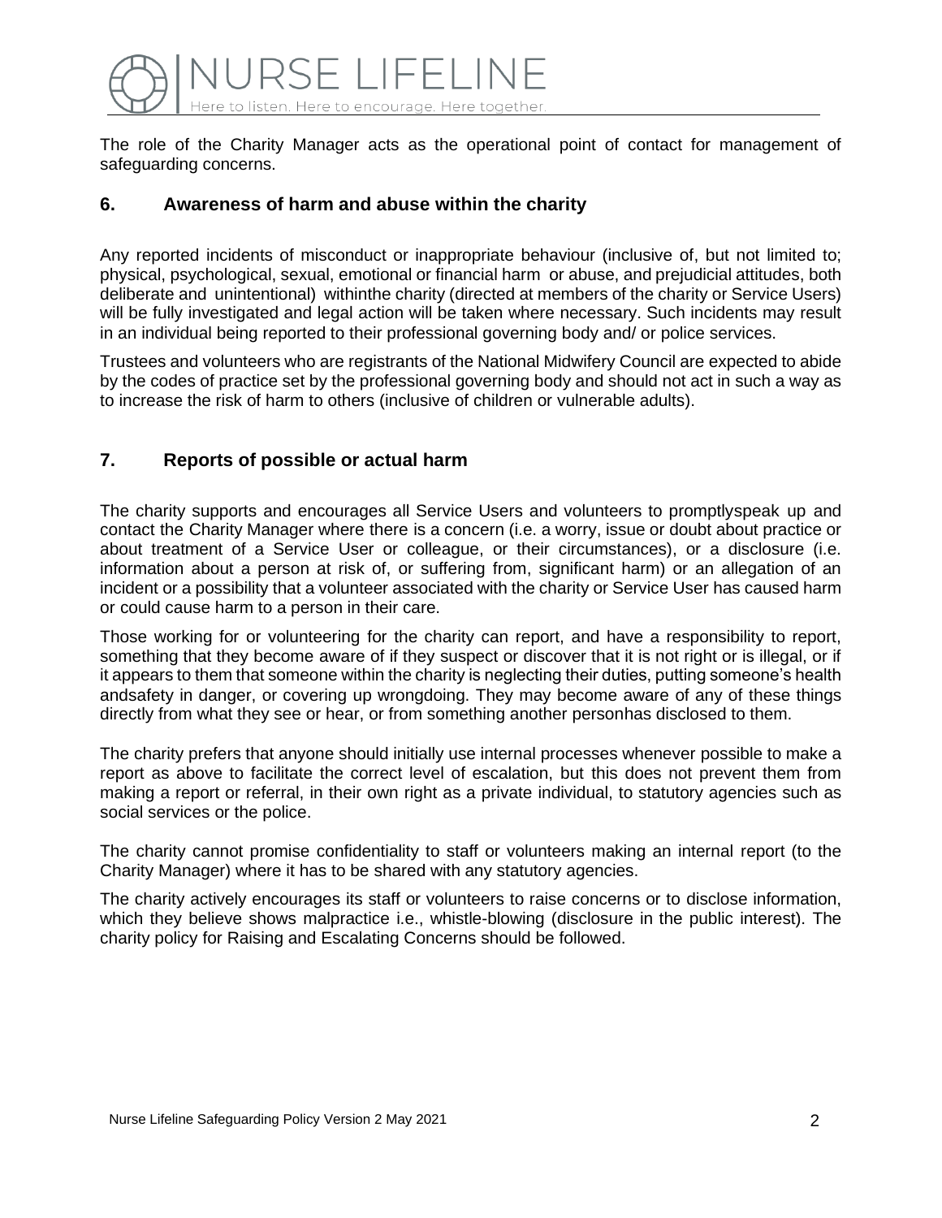The role of the Charity Manager acts as the operational point of contact for management of safeguarding concerns.

## 6. Awareness of harm and abuse within the charity

Any reported incidents of misconduct or inappropriate behaviour (inclusive of, but not limited to; physical, psychological, sexual, emotional or financial harm or abuse, and prejudicial attitudes, both deliberate and unintentional) withinthe charity (directed at members of the charity or Service Users) will be fully investigated and legal action will be taken where necessary. Such incidents may result in an individual being reported to their professional governing body and/ or police services.

Trustees and volunteers who are registrants of the National Midwifery Council are expected to abide by the codes of practice set by the professional governing body and should not act in such a way as to increase the risk of harm to others (inclusive of children or vulnerable adults).

## 7. Reports of possible or actual harm

The charity supports and encourages all Service Users and volunteers to promptlyspeak up and contact the Charity Manager where there is a concern (i.e. a worry, issue or doubt about practice or about treatment of a Service User or colleague, or their circumstances), or a disclosure (i.e. information about a person at risk of, or suffering from, significant harm) or an allegation of an incident or a possibility that a volunteer associated with the charity or Service User has caused harm or could cause harm to a person in their care.

Those working for or volunteering for the charity can report, and have a responsibility to report, something that they become aware of if they suspect or discover that it is not right or is illegal, or if it appears to them that someone within the charity is neglecting their duties, putting someone's health andsafety in danger, or covering up wrongdoing. They may become aware of any of these things directly from what they see or hear, or from something another personhas disclosed to them.

The charity prefers that anyone should initially use internal processes whenever possible to make a report as above to facilitate the correct level of escalation, but this does not prevent them from making a report or referral, in their own right as a private individual, to statutory agencies such as social services or the police.

The charity cannot promise confidentiality to staff or volunteers making an internal report (to the Charity Manager) where it has to be shared with any statutory agencies.

The charity actively encourages its staff or volunteers to raise concerns or to disclose information, which they believe shows malpractice i.e., whistle-blowing (disclosure in the public interest). The charity policy for Raising and Escalating Concerns should be followed.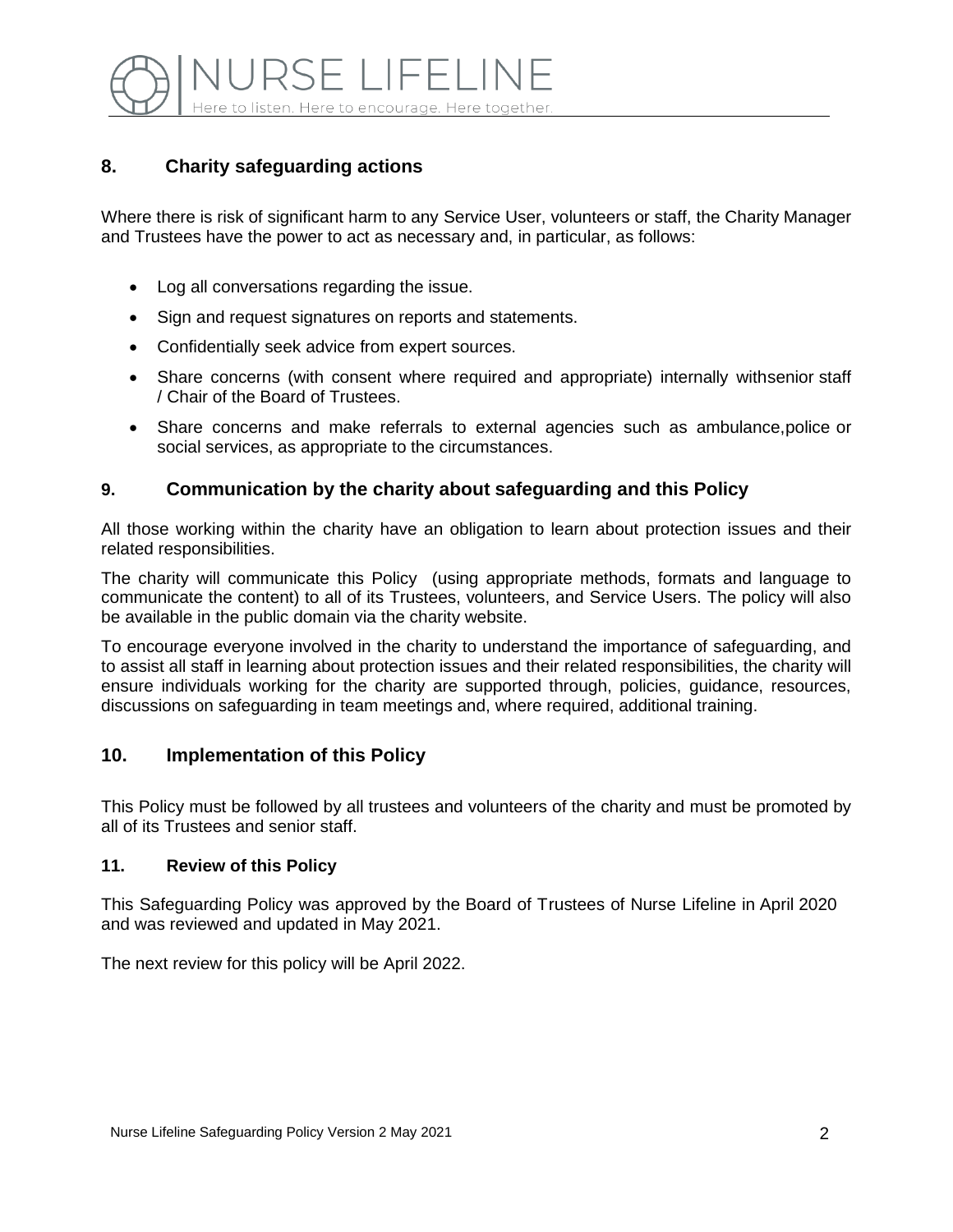## 8. Charity safeguarding actions

Where there is risk of significant harm to any Service User, volunteers or staff, the Charity Manager and Trustees have the power to act as necessary and, in particular, as follows:

- Log all conversations regarding the issue.
- Sign and request signatures on reports and statements.
- Confidentially seek advice from expert sources.
- Share concerns (with consent where required and appropriate) internally withsenior staff / Chair of the Board of Trustees.
- Share concerns and make referrals to external agencies such as ambulance,police or social services, as appropriate to the circumstances.

## 9. Communication by the charity about safeguarding and this Policy

All those working within the charity have an obligation to learn about protection issues and their related responsibilities.

The charity will communicate this Policy (using appropriate methods, formats and language to communicate the content) to all of its Trustees, volunteers, and Service Users. The policy will also be available in the public domain via the charity website.

To encourage everyone involved in the charity to understand the importance of safeguarding, and to assist all staff in learning about protection issues and their related responsibilities, the charity will ensure individuals working for the charity are supported through, policies, guidance, resources, discussions on safeguarding in team meetings and, where required, additional training.

## 10. Implementation of this Policy

This Policy must be followed by all trustees and volunteers of the charity and must be promoted by all of its Trustees and senior staff.

### 11. Review of this Policy

This Safeguarding Policy was approved by the Board of Trustees of Nurse Lifeline in April 2020 and was reviewed and updated in May 2021.

The next review for this policy will be April 2022.